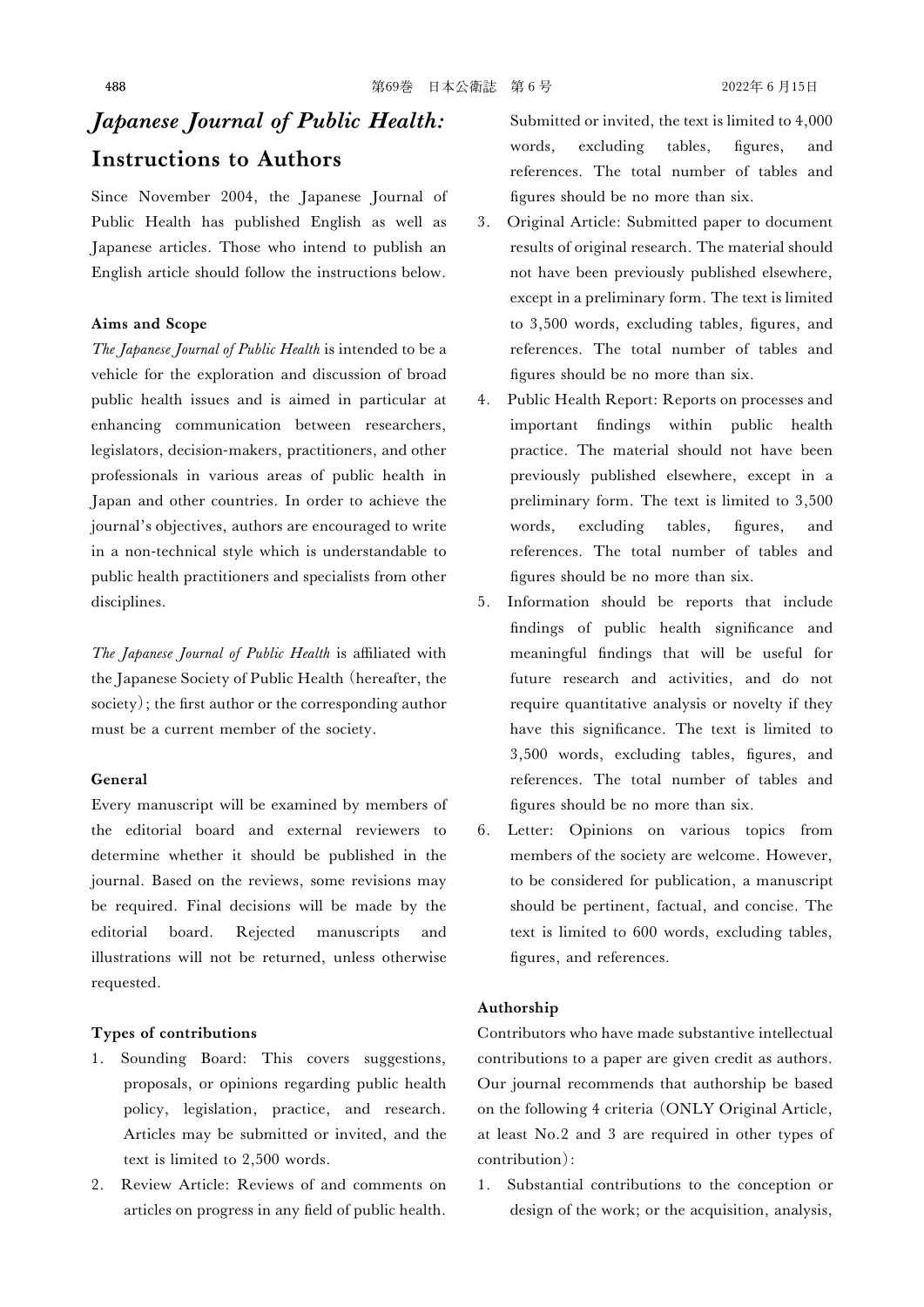# *Japanese Journal of Public Health:* Instructions to Authors

Since November 2004, the Japanese Journal of Public Health has published English as well as Japanese articles. Those who intend to publish an English article should follow the instructions below.

**Aims and Scope**

*The Japanese Journal of Public Health* is intended to be a vehicle for the exploration and discussion of broad public health issues and is aimed in particular at enhancing communication between researchers, legislators, decision-makers, practitioners, and other professionals in various areas of public health in Japan and other countries. In order to achieve the journal's objectives, authors are encouraged to write in a non-technical style which is understandable to public health practitioners and specialists from other disciplines.

*The Japanese Journal of Public Health* is affiliated with the Japanese Society of Public Health (hereafter, the society); the first author or the corresponding author must be a current member of the society.

**General**

Every manuscript will be examined by members of the editorial board and external reviewers to determine whether it should be published in the journal. Based on the reviews, some revisions may be required. Final decisions will be made by the editorial board. Rejected manuscripts and illustrations will not be returned, unless otherwise requested.

**Types of contributions**

1. Sounding Board: This covers suggestions, proposals, or opinions regarding public health policy, legislation, practice, and research. Articles may be submitted or invited, and the text is limited to 2,500 words.
2. Review Article: Reviews of and comments on articles on progress in any field of public health. Submitted or invited, the text is limited to 4,000 words, excluding tables, figures, and references. The total number of tables and figures should be no more than six.
3. Original Article: Submitted paper to document results of original research. The material should not have been previously published elsewhere, except in a preliminary form. The text is limited to 3,500 words, excluding tables, figures, and references. The total number of tables and figures should be no more than six.
4. Public Health Report: Reports on processes and important findings within public health practice. The material should not have been previously published elsewhere, except in a preliminary form. The text is limited to 3,500 words, excluding tables, figures, and references. The total number of tables and figures should be no more than six.
5. Information should be reports that include findings of public health significance and meaningful findings that will be useful for future research and activities, and do not require quantitative analysis or novelty if they have this significance. The text is limited to 3,500 words, excluding tables, figures, and references. The total number of tables and figures should be no more than six.
6. Letter: Opinions on various topics from members of the society are welcome. However, to be considered for publication, a manuscript should be pertinent, factual, and concise. The text is limited to 600 words, excluding tables, figures, and references.

**Authorship**

Contributors who have made substantive intellectual contributions to a paper are given credit as authors. Our journal recommends that authorship be based on the following 4 criteria (ONLY Original Article, at least No.2 and 3 are required in other types of contribution):

1. Substantial contributions to the conception or design of the work; or the acquisition, analysis,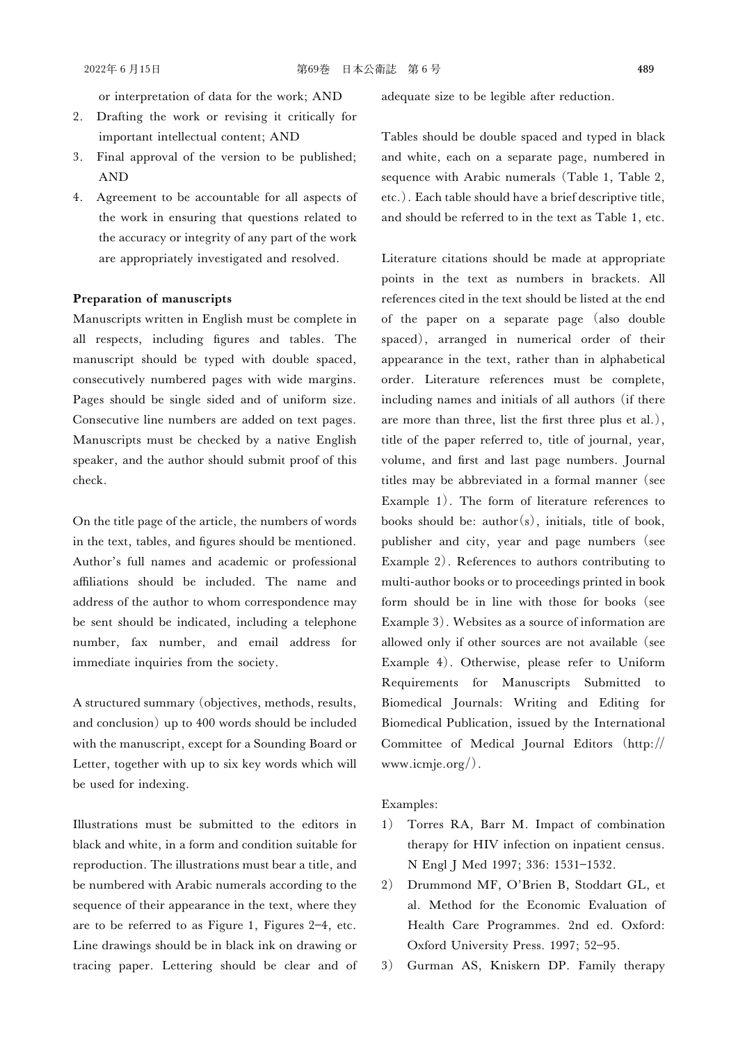or interpretation of data for the work; AND

2. Drafting the work or revising it critically for important intellectual content; AND
3. Final approval of the version to be published; AND
4. Agreement to be accountable for all aspects of the work in ensuring that questions related to the accuracy or integrity of any part of the work are appropriately investigated and resolved.

**Preparation of manuscripts**

Manuscripts written in English must be complete in all respects, including figures and tables. The manuscript should be typed with double spaced, consecutively numbered pages with wide margins. Pages should be single sided and of uniform size. Consecutive line numbers are added on text pages. Manuscripts must be checked by a native English speaker, and the author should submit proof of this check.

On the title page of the article, the numbers of words in the text, tables, and figures should be mentioned. Author's full names and academic or professional affiliations should be included. The name and address of the author to whom correspondence may be sent should be indicated, including a telephone number, fax number, and email address for immediate inquiries from the society.

A structured summary (objectives, methods, results, and conclusion) up to 400 words should be included with the manuscript, except for a Sounding Board or Letter, together with up to six key words which will be used for indexing.

Illustrations must be submitted to the editors in black and white, in a form and condition suitable for reproduction. The illustrations must bear a title, and be numbered with Arabic numerals according to the sequence of their appearance in the text, where they are to be referred to as Figure 1, Figures 2–4, etc. Line drawings should be in black ink on drawing or tracing paper. Lettering should be clear and of adequate size to be legible after reduction.

Tables should be double spaced and typed in black and white, each on a separate page, numbered in sequence with Arabic numerals (Table 1, Table 2, etc.). Each table should have a brief descriptive title, and should be referred to in the text as Table 1, etc.

Literature citations should be made at appropriate points in the text as numbers in brackets. All references cited in the text should be listed at the end of the paper on a separate page (also double spaced), arranged in numerical order of their appearance in the text, rather than in alphabetical order. Literature references must be complete, including names and initials of all authors (if there are more than three, list the first three plus et al.), title of the paper referred to, title of journal, year, volume, and first and last page numbers. Journal titles may be abbreviated in a formal manner (see Example 1). The form of literature references to books should be: author(s), initials, title of book, publisher and city, year and page numbers (see Example 2). References to authors contributing to multi-author books or to proceedings printed in book form should be in line with those for books (see Example 3). Websites as a source of information are allowed only if other sources are not available (see Example 4). Otherwise, please refer to Uniform Requirements for Manuscripts Submitted to Biomedical Journals: Writing and Editing for Biomedical Publication, issued by the International Committee of Medical Journal Editors (http://www.icmje.org/).

Examples:

1) Torres RA, Barr M. Impact of combination therapy for HIV infection on inpatient census. N Engl J Med 1997; 336: 1531–1532.
2) Drummond MF, O'Brien B, Stoddart GL, et al. Method for the Economic Evaluation of Health Care Programmes. 2nd ed. Oxford: Oxford University Press. 1997; 52–95.
3) Gurman AS, Kniskern DP. Family therapy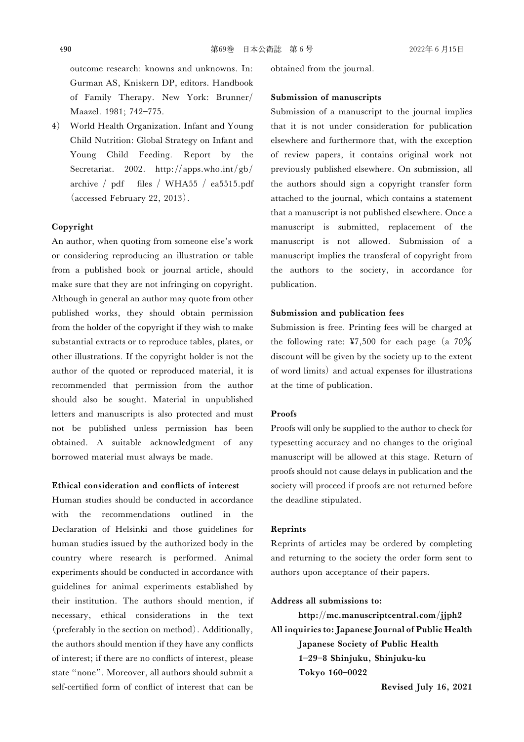outcome research: knowns and unknowns. In: Gurman AS, Kniskern DP, editors. Handbook of Family Therapy. New York: Brunner/Maazel. 1981; 742–775.

4) World Health Organization. Infant and Young Child Nutrition: Global Strategy on Infant and Young Child Feeding. Report by the Secretariat. 2002. http://apps.who.int/gb/archive / pdf files / WHA55 / ea5515.pdf (accessed February 22, 2013).

**Copyright**

An author, when quoting from someone else's work or considering reproducing an illustration or table from a published book or journal article, should make sure that they are not infringing on copyright. Although in general an author may quote from other published works, they should obtain permission from the holder of the copyright if they wish to make substantial extracts or to reproduce tables, plates, or other illustrations. If the copyright holder is not the author of the quoted or reproduced material, it is recommended that permission from the author should also be sought. Material in unpublished letters and manuscripts is also protected and must not be published unless permission has been obtained. A suitable acknowledgment of any borrowed material must always be made.

**Ethical consideration and conflicts of interest**

Human studies should be conducted in accordance with the recommendations outlined in the Declaration of Helsinki and those guidelines for human studies issued by the authorized body in the country where research is performed. Animal experiments should be conducted in accordance with guidelines for animal experiments established by their institution. The authors should mention, if necessary, ethical considerations in the text (preferably in the section on method). Additionally, the authors should mention if they have any conflicts of interest; if there are no conflicts of interest, please state "none". Moreover, all authors should submit a self-certified form of conflict of interest that can be obtained from the journal.

**Submission of manuscripts**

Submission of a manuscript to the journal implies that it is not under consideration for publication elsewhere and furthermore that, with the exception of review papers, it contains original work not previously published elsewhere. On submission, all the authors should sign a copyright transfer form attached to the journal, which contains a statement that a manuscript is not published elsewhere. Once a manuscript is submitted, replacement of the manuscript is not allowed. Submission of a manuscript implies the transferal of copyright from the authors to the society, in accordance for publication.

**Submission and publication fees**

Submission is free. Printing fees will be charged at the following rate: ¥7,500 for each page (a 70% discount will be given by the society up to the extent of word limits) and actual expenses for illustrations at the time of publication.

**Proofs**

Proofs will only be supplied to the author to check for typesetting accuracy and no changes to the original manuscript will be allowed at this stage. Return of proofs should not cause delays in publication and the society will proceed if proofs are not returned before the deadline stipulated.

**Reprints**

Reprints of articles may be ordered by completing and returning to the society the order form sent to authors upon acceptance of their papers.

**Address all submissions to:**
**http://mc.manuscriptcentral.com/jjph2**
**All inquiries to: Japanese Journal of Public Health**
**Japanese Society of Public Health**
**1–29–8 Shinjuku, Shinjuku-ku**
**Tokyo 160–0022**

**Revised July 16, 2021**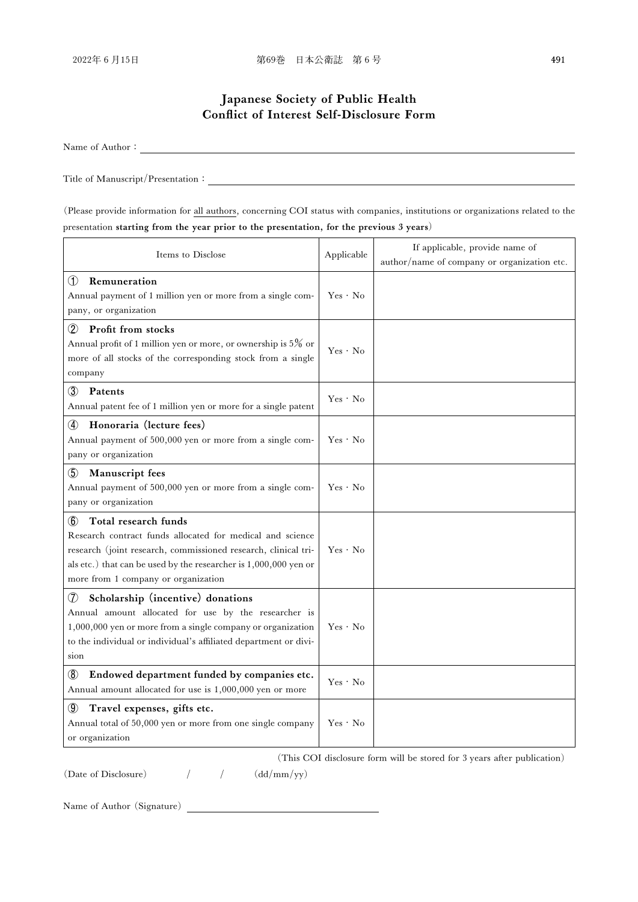# Japanese Society of Public Health
# Conflict of Interest Self-Disclosure Form

Name of Author：

Title of Manuscript/Presentation：

（Please provide information for all authors, concerning COI status with companies, institutions or organizations related to the presentation **starting from the year prior to the presentation, for the previous 3 years**）

| Items to Disclose | Applicable | If applicable, provide name of author/name of company or organization etc. |
|---|---|---|
| ① **Remuneration**<br>Annual payment of 1 million yen or more from a single company, or organization | Yes・No | |
| ② **Profit from stocks**<br>Annual profit of 1 million yen or more, or ownership is 5% or more of all stocks of the corresponding stock from a single company | Yes・No | |
| ③ **Patents**<br>Annual patent fee of 1 million yen or more for a single patent | Yes・No | |
| ④ **Honoraria（lecture fees）**<br>Annual payment of 500,000 yen or more from a single company or organization | Yes・No | |
| ⑤ **Manuscript fees**<br>Annual payment of 500,000 yen or more from a single company or organization | Yes・No | |
| ⑥ **Total research funds**<br>Research contract funds allocated for medical and science research（joint research, commissioned research, clinical trials etc.）that can be used by the researcher is 1,000,000 yen or more from 1 company or organization | Yes・No | |
| ⑦ **Scholarship（incentive）donations**<br>Annual amount allocated for use by the researcher is 1,000,000 yen or more from a single company or organization to the individual or individual's affiliated department or division | Yes・No | |
| ⑧ **Endowed department funded by companies etc.**<br>Annual amount allocated for use is 1,000,000 yen or more | Yes・No | |
| ⑨ **Travel expenses, gifts etc.**<br>Annual total of 50,000 yen or more from one single company or organization | Yes・No | |

（This COI disclosure form will be stored for 3 years after publication）

（Date of Disclosure）　　/　　/　　（dd/mm/yy）

Name of Author（Signature）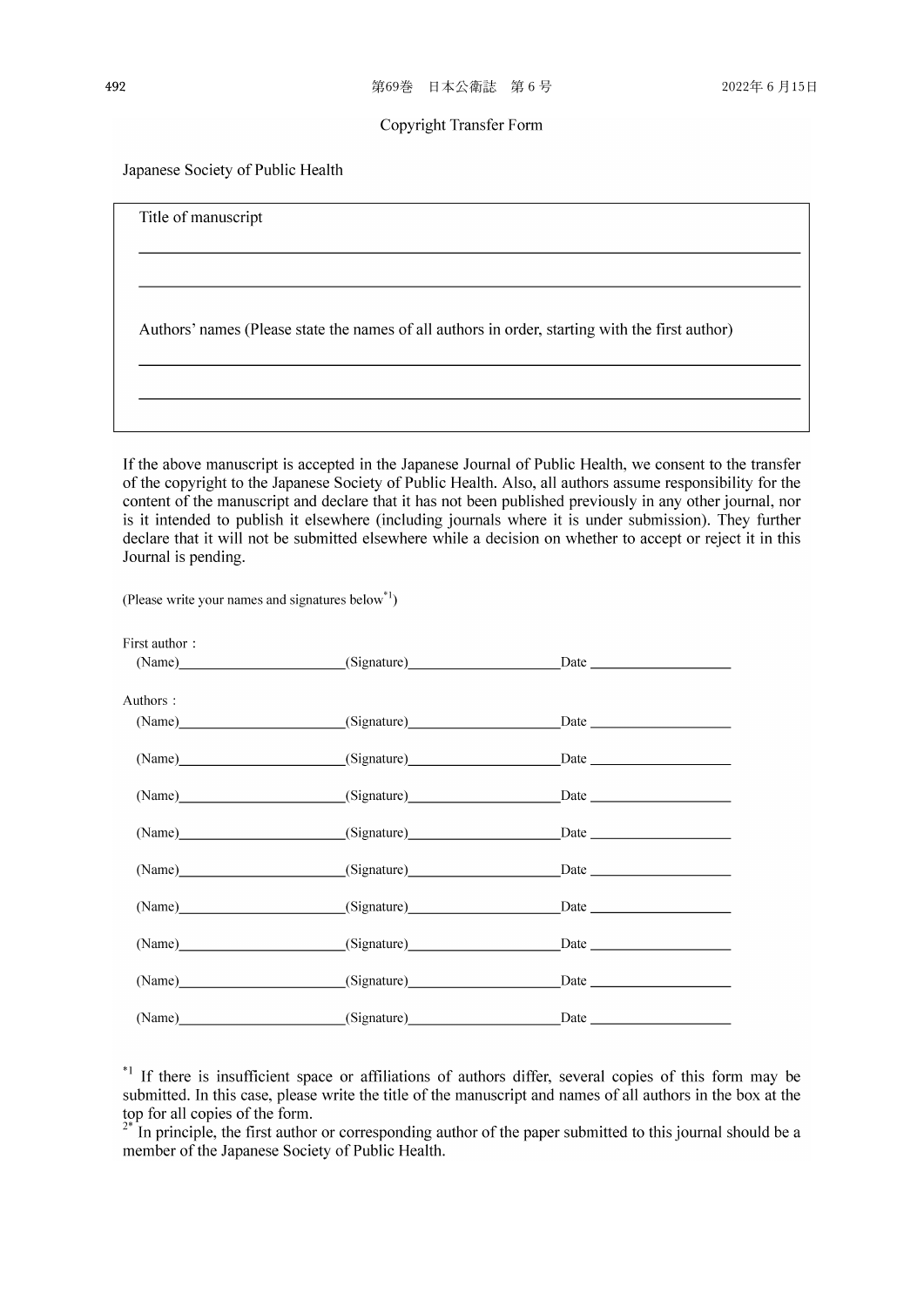# Copyright Transfer Form

Japanese Society of Public Health

Title of manuscript

\_\_\_\_\_\_\_\_\_\_\_\_\_\_\_\_\_\_\_\_\_\_\_\_\_\_\_\_\_\_\_\_\_\_\_\_\_\_\_\_\_\_\_\_\_\_\_\_\_\_\_\_\_\_\_\_\_\_\_\_\_\_\_\_\_\_\_\_\_\_\_\_\_\_\_\_

\_\_\_\_\_\_\_\_\_\_\_\_\_\_\_\_\_\_\_\_\_\_\_\_\_\_\_\_\_\_\_\_\_\_\_\_\_\_\_\_\_\_\_\_\_\_\_\_\_\_\_\_\_\_\_\_\_\_\_\_\_\_\_\_\_\_\_\_\_\_\_\_\_\_\_\_

Authors' names (Please state the names of all authors in order, starting with the first author)

\_\_\_\_\_\_\_\_\_\_\_\_\_\_\_\_\_\_\_\_\_\_\_\_\_\_\_\_\_\_\_\_\_\_\_\_\_\_\_\_\_\_\_\_\_\_\_\_\_\_\_\_\_\_\_\_\_\_\_\_\_\_\_\_\_\_\_\_\_\_\_\_\_\_\_\_

\_\_\_\_\_\_\_\_\_\_\_\_\_\_\_\_\_\_\_\_\_\_\_\_\_\_\_\_\_\_\_\_\_\_\_\_\_\_\_\_\_\_\_\_\_\_\_\_\_\_\_\_\_\_\_\_\_\_\_\_\_\_\_\_\_\_\_\_\_\_\_\_\_\_\_\_

If the above manuscript is accepted in the Japanese Journal of Public Health, we consent to the transfer of the copyright to the Japanese Society of Public Health. Also, all authors assume responsibility for the content of the manuscript and declare that it has not been published previously in any other journal, nor is it intended to publish it elsewhere (including journals where it is under submission). They further declare that it will not be submitted elsewhere while a decision on whether to accept or reject it in this Journal is pending.

(Please write your names and signatures below*1)

First author：

(Name)\_\_\_\_\_\_\_\_\_\_\_\_\_\_\_\_\_\_\_\_ (Signature)\_\_\_\_\_\_\_\_\_\_\_\_\_\_\_\_\_\_\_\_ Date \_\_\_\_\_\_\_\_\_\_\_\_\_\_\_\_\_\_\_\_

Authors：

(Name)\_\_\_\_\_\_\_\_\_\_\_\_\_\_\_\_\_\_\_\_ (Signature)\_\_\_\_\_\_\_\_\_\_\_\_\_\_\_\_\_\_\_\_ Date \_\_\_\_\_\_\_\_\_\_\_\_\_\_\_\_\_\_\_\_

(Name)\_\_\_\_\_\_\_\_\_\_\_\_\_\_\_\_\_\_\_\_ (Signature)\_\_\_\_\_\_\_\_\_\_\_\_\_\_\_\_\_\_\_\_ Date \_\_\_\_\_\_\_\_\_\_\_\_\_\_\_\_\_\_\_\_

(Name)\_\_\_\_\_\_\_\_\_\_\_\_\_\_\_\_\_\_\_\_ (Signature)\_\_\_\_\_\_\_\_\_\_\_\_\_\_\_\_\_\_\_\_ Date \_\_\_\_\_\_\_\_\_\_\_\_\_\_\_\_\_\_\_\_

(Name)\_\_\_\_\_\_\_\_\_\_\_\_\_\_\_\_\_\_\_\_ (Signature)\_\_\_\_\_\_\_\_\_\_\_\_\_\_\_\_\_\_\_\_ Date \_\_\_\_\_\_\_\_\_\_\_\_\_\_\_\_\_\_\_\_

(Name)\_\_\_\_\_\_\_\_\_\_\_\_\_\_\_\_\_\_\_\_ (Signature)\_\_\_\_\_\_\_\_\_\_\_\_\_\_\_\_\_\_\_\_ Date \_\_\_\_\_\_\_\_\_\_\_\_\_\_\_\_\_\_\_\_

(Name)\_\_\_\_\_\_\_\_\_\_\_\_\_\_\_\_\_\_\_\_ (Signature)\_\_\_\_\_\_\_\_\_\_\_\_\_\_\_\_\_\_\_\_ Date \_\_\_\_\_\_\_\_\_\_\_\_\_\_\_\_\_\_\_\_

(Name)\_\_\_\_\_\_\_\_\_\_\_\_\_\_\_\_\_\_\_\_ (Signature)\_\_\_\_\_\_\_\_\_\_\_\_\_\_\_\_\_\_\_\_ Date \_\_\_\_\_\_\_\_\_\_\_\_\_\_\_\_\_\_\_\_

(Name)\_\_\_\_\_\_\_\_\_\_\_\_\_\_\_\_\_\_\_\_ (Signature)\_\_\_\_\_\_\_\_\_\_\_\_\_\_\_\_\_\_\_\_ Date \_\_\_\_\_\_\_\_\_\_\_\_\_\_\_\_\_\_\_\_

(Name)\_\_\_\_\_\_\_\_\_\_\_\_\_\_\_\_\_\_\_\_ (Signature)\_\_\_\_\_\_\_\_\_\_\_\_\_\_\_\_\_\_\_\_ Date \_\_\_\_\_\_\_\_\_\_\_\_\_\_\_\_\_\_\_\_

*1 If there is insufficient space or affiliations of authors differ, several copies of this form may be submitted. In this case, please write the title of the manuscript and names of all authors in the box at the top for all copies of the form.

2* In principle, the first author or corresponding author of the paper submitted to this journal should be a member of the Japanese Society of Public Health.